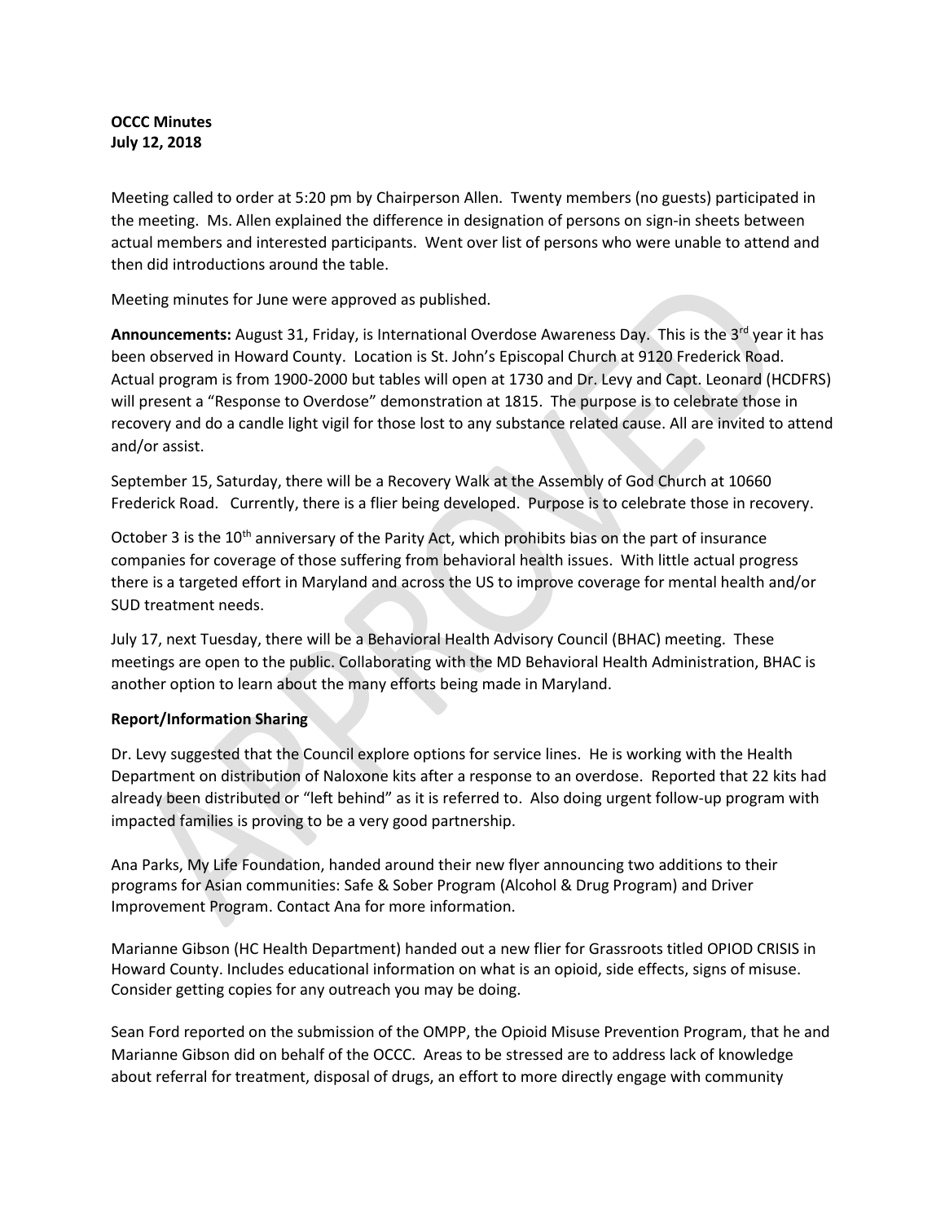**OCCC Minutes**
**July 12, 2018**

Meeting called to order at 5:20 pm by Chairperson Allen. Twenty members (no guests) participated in the meeting. Ms. Allen explained the difference in designation of persons on sign-in sheets between actual members and interested participants. Went over list of persons who were unable to attend and then did introductions around the table.

Meeting minutes for June were approved as published.

**Announcements:** August 31, Friday, is International Overdose Awareness Day. This is the 3rd year it has been observed in Howard County. Location is St. John's Episcopal Church at 9120 Frederick Road. Actual program is from 1900-2000 but tables will open at 1730 and Dr. Levy and Capt. Leonard (HCDFRS) will present a "Response to Overdose" demonstration at 1815. The purpose is to celebrate those in recovery and do a candle light vigil for those lost to any substance related cause. All are invited to attend and/or assist.

September 15, Saturday, there will be a Recovery Walk at the Assembly of God Church at 10660 Frederick Road. Currently, there is a flier being developed. Purpose is to celebrate those in recovery.

October 3 is the 10th anniversary of the Parity Act, which prohibits bias on the part of insurance companies for coverage of those suffering from behavioral health issues. With little actual progress there is a targeted effort in Maryland and across the US to improve coverage for mental health and/or SUD treatment needs.

July 17, next Tuesday, there will be a Behavioral Health Advisory Council (BHAC) meeting. These meetings are open to the public. Collaborating with the MD Behavioral Health Administration, BHAC is another option to learn about the many efforts being made in Maryland.

**Report/Information Sharing**

Dr. Levy suggested that the Council explore options for service lines. He is working with the Health Department on distribution of Naloxone kits after a response to an overdose. Reported that 22 kits had already been distributed or "left behind" as it is referred to. Also doing urgent follow-up program with impacted families is proving to be a very good partnership.

Ana Parks, My Life Foundation, handed around their new flyer announcing two additions to their programs for Asian communities: Safe & Sober Program (Alcohol & Drug Program) and Driver Improvement Program. Contact Ana for more information.

Marianne Gibson (HC Health Department) handed out a new flier for Grassroots titled OPIOD CRISIS in Howard County. Includes educational information on what is an opioid, side effects, signs of misuse. Consider getting copies for any outreach you may be doing.

Sean Ford reported on the submission of the OMPP, the Opioid Misuse Prevention Program, that he and Marianne Gibson did on behalf of the OCCC. Areas to be stressed are to address lack of knowledge about referral for treatment, disposal of drugs, an effort to more directly engage with community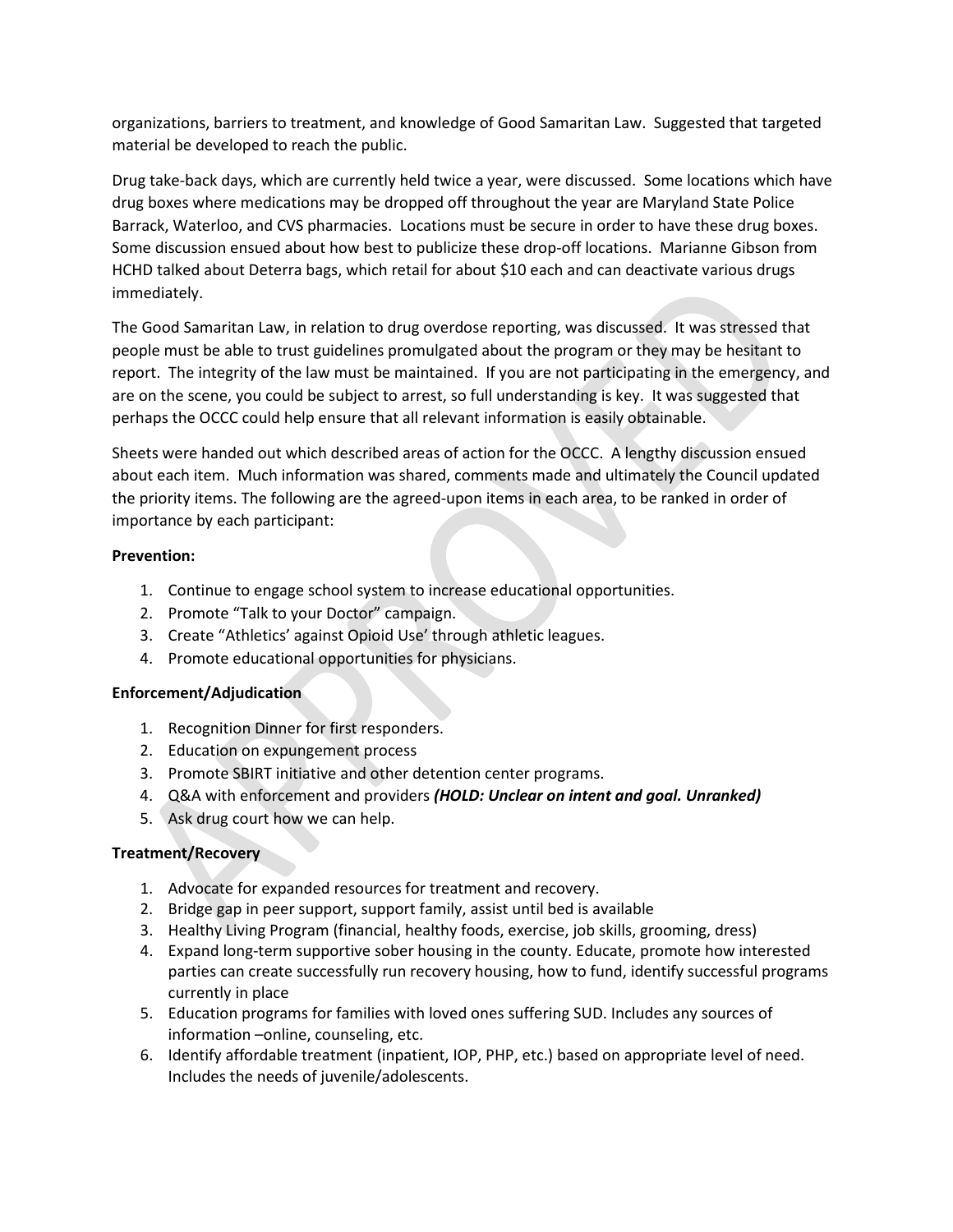organizations, barriers to treatment, and knowledge of Good Samaritan Law. Suggested that targeted material be developed to reach the public.

Drug take-back days, which are currently held twice a year, were discussed. Some locations which have drug boxes where medications may be dropped off throughout the year are Maryland State Police Barrack, Waterloo, and CVS pharmacies. Locations must be secure in order to have these drug boxes. Some discussion ensued about how best to publicize these drop-off locations. Marianne Gibson from HCHD talked about Deterra bags, which retail for about $10 each and can deactivate various drugs immediately.

The Good Samaritan Law, in relation to drug overdose reporting, was discussed. It was stressed that people must be able to trust guidelines promulgated about the program or they may be hesitant to report. The integrity of the law must be maintained. If you are not participating in the emergency, and are on the scene, you could be subject to arrest, so full understanding is key. It was suggested that perhaps the OCCC could help ensure that all relevant information is easily obtainable.

Sheets were handed out which described areas of action for the OCCC. A lengthy discussion ensued about each item. Much information was shared, comments made and ultimately the Council updated the priority items. The following are the agreed-upon items in each area, to be ranked in order of importance by each participant:

**Prevention:**

1. Continue to engage school system to increase educational opportunities.
2. Promote "Talk to your Doctor" campaign.
3. Create "Athletics' against Opioid Use' through athletic leagues.
4. Promote educational opportunities for physicians.

**Enforcement/Adjudication**

1. Recognition Dinner for first responders.
2. Education on expungement process
3. Promote SBIRT initiative and other detention center programs.
4. Q&A with enforcement and providers ***(HOLD: Unclear on intent and goal. Unranked)***
5. Ask drug court how we can help.

**Treatment/Recovery**

1. Advocate for expanded resources for treatment and recovery.
2. Bridge gap in peer support, support family, assist until bed is available
3. Healthy Living Program (financial, healthy foods, exercise, job skills, grooming, dress)
4. Expand long-term supportive sober housing in the county. Educate, promote how interested parties can create successfully run recovery housing, how to fund, identify successful programs currently in place
5. Education programs for families with loved ones suffering SUD. Includes any sources of information –online, counseling, etc.
6. Identify affordable treatment (inpatient, IOP, PHP, etc.) based on appropriate level of need. Includes the needs of juvenile/adolescents.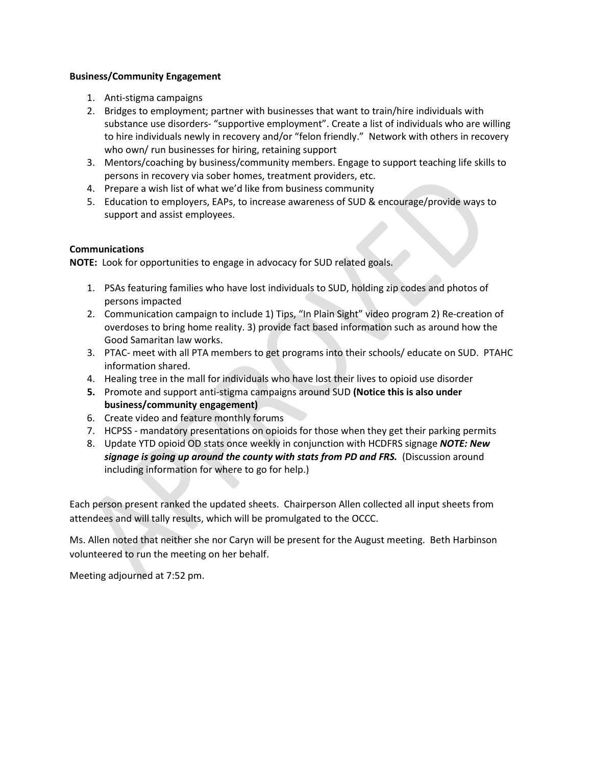**Business/Community Engagement**

1. Anti-stigma campaigns
2. Bridges to employment; partner with businesses that want to train/hire individuals with substance use disorders- "supportive employment". Create a list of individuals who are willing to hire individuals newly in recovery and/or "felon friendly." Network with others in recovery who own/ run businesses for hiring, retaining support
3. Mentors/coaching by business/community members. Engage to support teaching life skills to persons in recovery via sober homes, treatment providers, etc.
4. Prepare a wish list of what we'd like from business community
5. Education to employers, EAPs, to increase awareness of SUD & encourage/provide ways to support and assist employees.

**Communications**

**NOTE:** Look for opportunities to engage in advocacy for SUD related goals.

1. PSAs featuring families who have lost individuals to SUD, holding zip codes and photos of persons impacted
2. Communication campaign to include 1) Tips, "In Plain Sight" video program 2) Re-creation of overdoses to bring home reality. 3) provide fact based information such as around how the Good Samaritan law works.
3. PTAC- meet with all PTA members to get programs into their schools/ educate on SUD. PTAHC information shared.
4. Healing tree in the mall for individuals who have lost their lives to opioid use disorder
5. Promote and support anti-stigma campaigns around SUD **(Notice this is also under business/community engagement)**
6. Create video and feature monthly forums
7. HCPSS - mandatory presentations on opioids for those when they get their parking permits
8. Update YTD opioid OD stats once weekly in conjunction with HCDFRS signage ***NOTE: New signage is going up around the county with stats from PD and FRS.*** (Discussion around including information for where to go for help.)

Each person present ranked the updated sheets. Chairperson Allen collected all input sheets from attendees and will tally results, which will be promulgated to the OCCC.

Ms. Allen noted that neither she nor Caryn will be present for the August meeting. Beth Harbinson volunteered to run the meeting on her behalf.

Meeting adjourned at 7:52 pm.